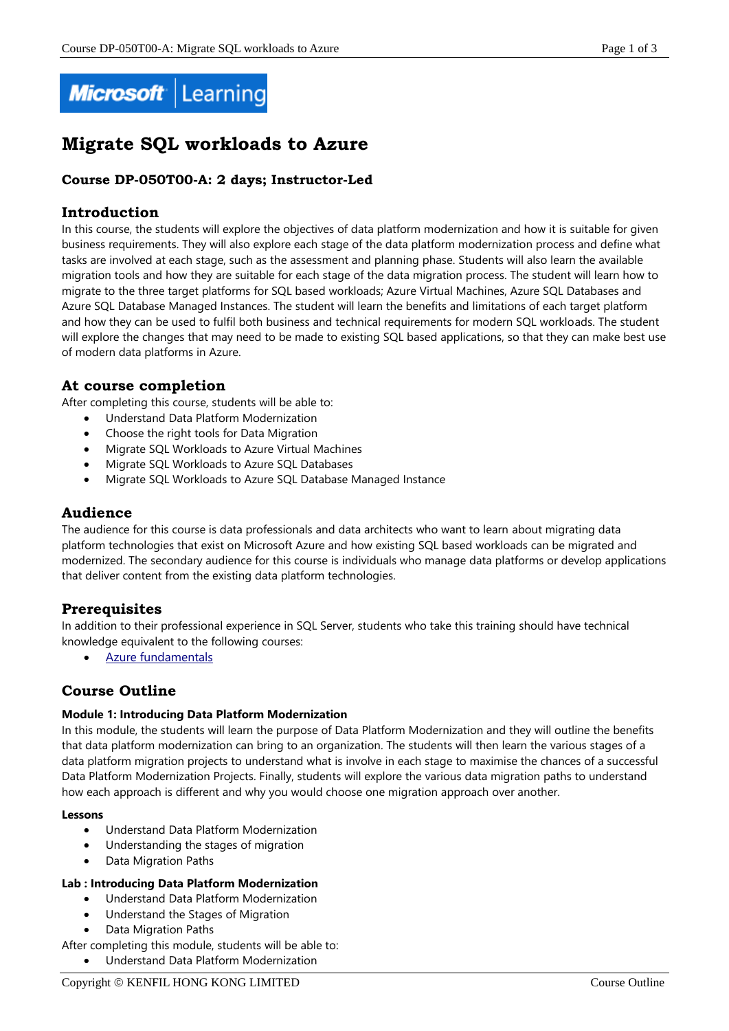# Migrate SQL workloads to Azure

### Course DP-050T00-A: 2 days; Instructor-Led

## Introduction

In this course, the students will explore the objectives of data platform modernization and how it is suitable for given business requirements. They will also explore each stage of the data platform modernization process and define what tasks are involved at each stage, such as the assessment and planning phase. Students will also learn the available migration tools and how they are suitable for each stage of the data migration process. The student will learn how to migrate to the three target platforms for SQL based workloads; Azure Virtual Machines, Azure SQL Databases and Azure SQL Database Managed Instances. The student will learn the benefits and limitations of each target platform and how they can be used to fulfil both business and technical requirements for modern SQL workloads. The student will explore the changes that may need to be made to existing SQL based applications, so that they can make best use of modern data platforms in Azure.

## At course completion

After completing this course, students will be able to:

- Understand Data Platform Modernization
- Choose the right tools for Data Migration
- Migrate SQL Workloads to Azure Virtual Machines
- Migrate SQL Workloads to Azure SQL Databases
- Migrate SQL Workloads to Azure SQL Database Managed Instance

## Audience

The audience for this course is data professionals and data architects who want to learn about migrating data platform technologies that exist on Microsoft Azure and how existing SQL based workloads can be migrated and modernized. The secondary audience for this course is individuals who manage data platforms or develop applications that deliver content from the existing data platform technologies.

## Prerequisites

In addition to their professional experience in SQL Server, students who take this training should have technical knowledge equivalent to the following courses:

- Azure fundamentals

## Course Outline

**Module 1: Introducing Data Platform Modernization**

In this module, the students will learn the purpose of Data Platform Modernization and they will outline the benefits that data platform modernization can bring to an organization. The students will then learn the various stages of a data platform migration projects to understand what is involve in each stage to maximise the chances of a successful Data Platform Modernization Projects. Finally, students will explore the various data migration paths to understand how each approach is different and why you would choose one migration approach over another.

**Lessons**

- Understand Data Platform Modernization
- Understanding the stages of migration
- Data Migration Paths

**Lab : Introducing Data Platform Modernization**

- Understand Data Platform Modernization
- Understand the Stages of Migration
- Data Migration Paths

After completing this module, students will be able to:

- Understand Data Platform Modernization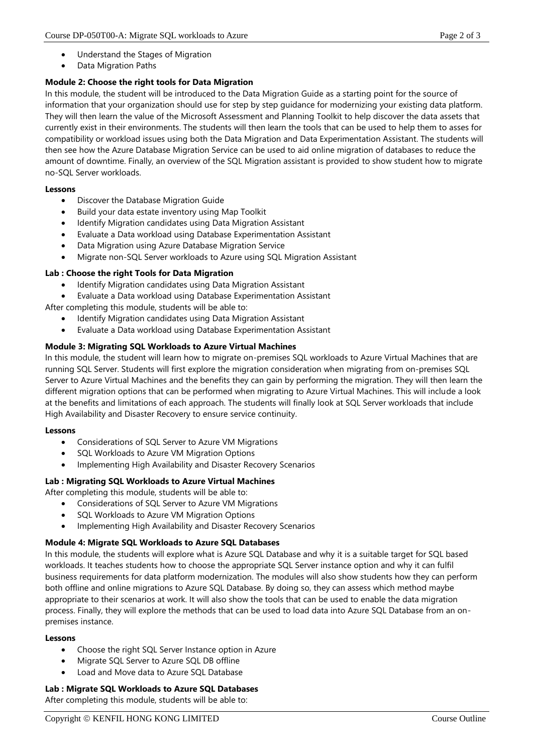- Understand the Stages of Migration
- Data Migration Paths

**Module 2: Choose the right tools for Data Migration**

In this module, the student will be introduced to the Data Migration Guide as a starting point for the source of information that your organization should use for step by step guidance for modernizing your existing data platform. They will then learn the value of the Microsoft Assessment and Planning Toolkit to help discover the data assets that currently exist in their environments. The students will then learn the tools that can be used to help them to asses for compatibility or workload issues using both the Data Migration and Data Experimentation Assistant. The students will then see how the Azure Database Migration Service can be used to aid online migration of databases to reduce the amount of downtime. Finally, an overview of the SQL Migration assistant is provided to show student how to migrate no-SQL Server workloads.

**Lessons**

- Discover the Database Migration Guide
- Build your data estate inventory using Map Toolkit
- Identify Migration candidates using Data Migration Assistant
- Evaluate a Data workload using Database Experimentation Assistant
- Data Migration using Azure Database Migration Service
- Migrate non-SQL Server workloads to Azure using SQL Migration Assistant

**Lab : Choose the right Tools for Data Migration**

- Identify Migration candidates using Data Migration Assistant
- Evaluate a Data workload using Database Experimentation Assistant

After completing this module, students will be able to:

- Identify Migration candidates using Data Migration Assistant
- Evaluate a Data workload using Database Experimentation Assistant

**Module 3: Migrating SQL Workloads to Azure Virtual Machines**

In this module, the student will learn how to migrate on-premises SQL workloads to Azure Virtual Machines that are running SQL Server. Students will first explore the migration consideration when migrating from on-premises SQL Server to Azure Virtual Machines and the benefits they can gain by performing the migration. They will then learn the different migration options that can be performed when migrating to Azure Virtual Machines. This will include a look at the benefits and limitations of each approach. The students will finally look at SQL Server workloads that include High Availability and Disaster Recovery to ensure service continuity.

**Lessons**

- Considerations of SQL Server to Azure VM Migrations
- SQL Workloads to Azure VM Migration Options
- Implementing High Availability and Disaster Recovery Scenarios

**Lab : Migrating SQL Workloads to Azure Virtual Machines**

After completing this module, students will be able to:

- Considerations of SQL Server to Azure VM Migrations
- SQL Workloads to Azure VM Migration Options
- Implementing High Availability and Disaster Recovery Scenarios

**Module 4: Migrate SQL Workloads to Azure SQL Databases**

In this module, the students will explore what is Azure SQL Database and why it is a suitable target for SQL based workloads. It teaches students how to choose the appropriate SQL Server instance option and why it can fulfil business requirements for data platform modernization. The modules will also show students how they can perform both offline and online migrations to Azure SQL Database. By doing so, they can assess which method maybe appropriate to their scenarios at work. It will also show the tools that can be used to enable the data migration process. Finally, they will explore the methods that can be used to load data into Azure SQL Database from an on-premises instance.

**Lessons**

- Choose the right SQL Server Instance option in Azure
- Migrate SQL Server to Azure SQL DB offline
- Load and Move data to Azure SQL Database

**Lab : Migrate SQL Workloads to Azure SQL Databases**

After completing this module, students will be able to: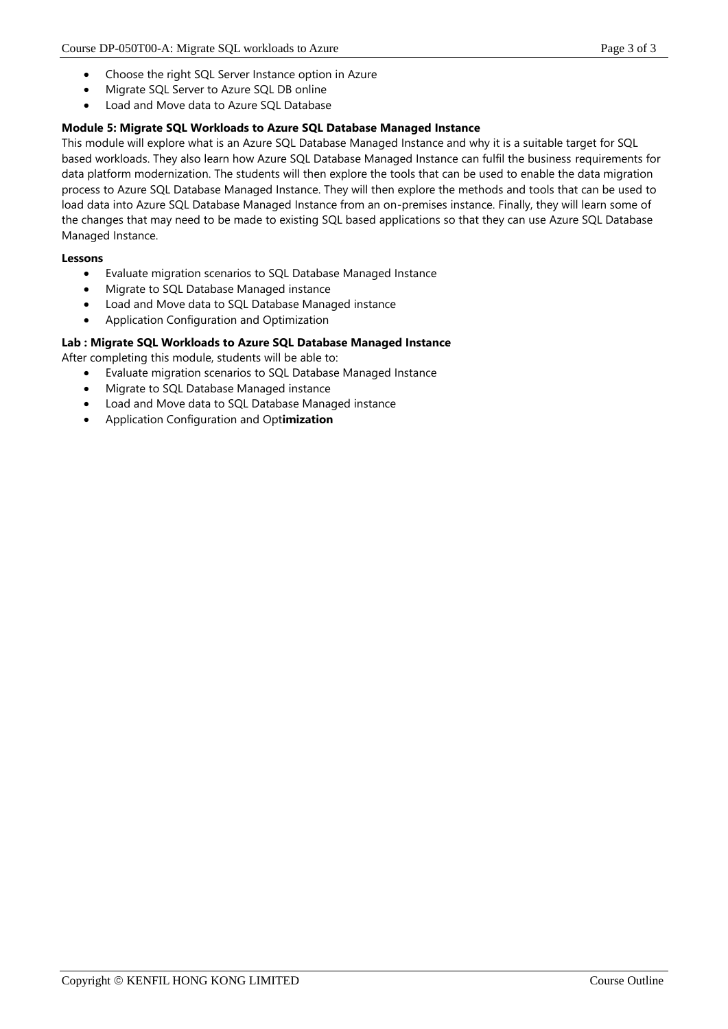- Choose the right SQL Server Instance option in Azure
- Migrate SQL Server to Azure SQL DB online
- Load and Move data to Azure SQL Database

**Module 5: Migrate SQL Workloads to Azure SQL Database Managed Instance**

This module will explore what is an Azure SQL Database Managed Instance and why it is a suitable target for SQL based workloads. They also learn how Azure SQL Database Managed Instance can fulfil the business requirements for data platform modernization. The students will then explore the tools that can be used to enable the data migration process to Azure SQL Database Managed Instance. They will then explore the methods and tools that can be used to load data into Azure SQL Database Managed Instance from an on-premises instance. Finally, they will learn some of the changes that may need to be made to existing SQL based applications so that they can use Azure SQL Database Managed Instance.

**Lessons**

- Evaluate migration scenarios to SQL Database Managed Instance
- Migrate to SQL Database Managed instance
- Load and Move data to SQL Database Managed instance
- Application Configuration and Optimization

**Lab : Migrate SQL Workloads to Azure SQL Database Managed Instance**

After completing this module, students will be able to:

- Evaluate migration scenarios to SQL Database Managed Instance
- Migrate to SQL Database Managed instance
- Load and Move data to SQL Database Managed instance
- Application Configuration and Opt**imization**